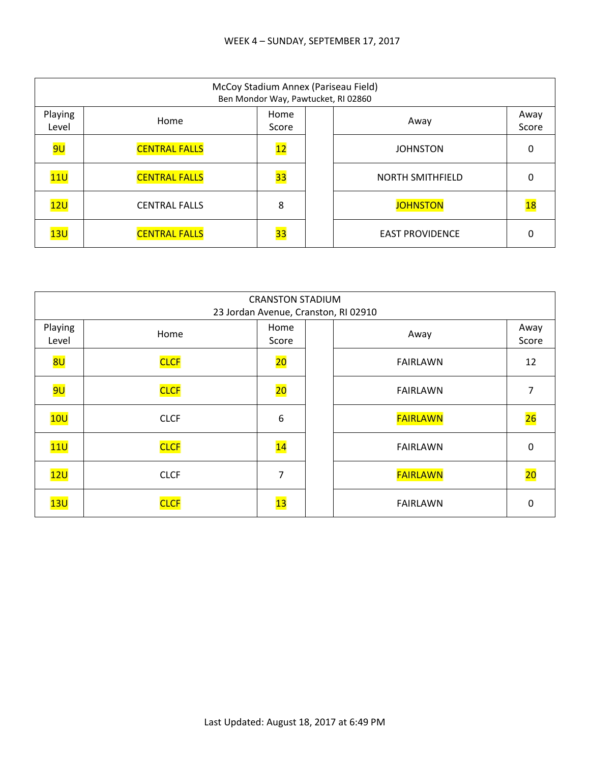WEEK 4 – SUNDAY, SEPTEMBER 17, 2017

| McCoy Stadium Annex (Pariseau Field) Ben Mondor Way, Pawtucket, RI 02860 | | | | | |
|---|---|---|---|---|---|
| Playing Level | Home | Home Score | | Away | Away Score |
| 9U | CENTRAL FALLS | 12 | | JOHNSTON | 0 |
| 11U | CENTRAL FALLS | 33 | | NORTH SMITHFIELD | 0 |
| 12U | CENTRAL FALLS | 8 | | JOHNSTON | 18 |
| 13U | CENTRAL FALLS | 33 | | EAST PROVIDENCE | 0 |

| CRANSTON STADIUM 23 Jordan Avenue, Cranston, RI 02910 | | | | | |
|---|---|---|---|---|---|
| Playing Level | Home | Home Score | | Away | Away Score |
| 8U | CLCF | 20 | | FAIRLAWN | 12 |
| 9U | CLCF | 20 | | FAIRLAWN | 7 |
| 10U | CLCF | 6 | | FAIRLAWN | 26 |
| 11U | CLCF | 14 | | FAIRLAWN | 0 |
| 12U | CLCF | 7 | | FAIRLAWN | 20 |
| 13U | CLCF | 13 | | FAIRLAWN | 0 |

Last Updated: August 18, 2017 at 6:49 PM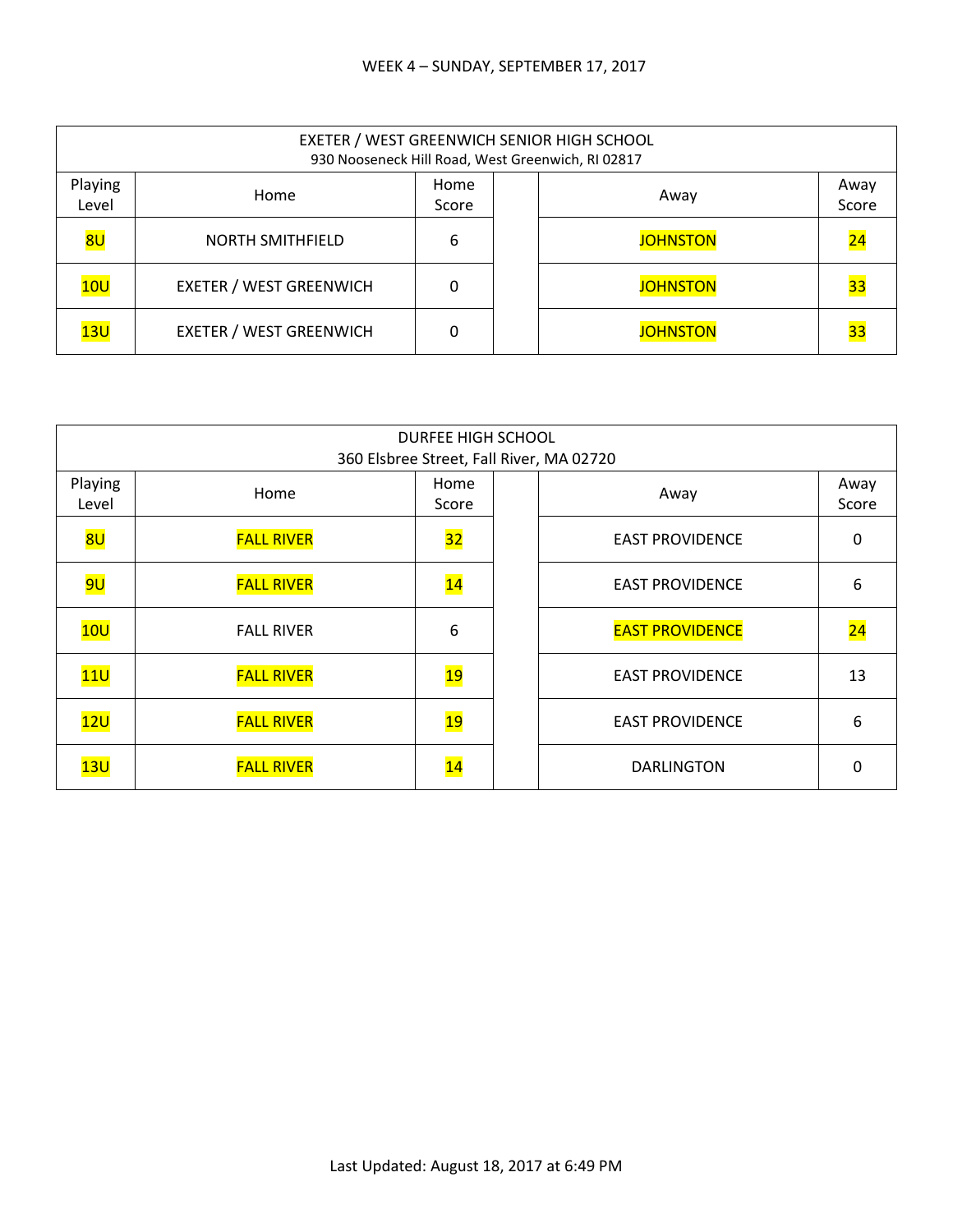WEEK 4 – SUNDAY, SEPTEMBER 17, 2017

| EXETER / WEST GREENWICH SENIOR HIGH SCHOOL<br>930 Nooseneck Hill Road, West Greenwich, RI 02817 | | | | | |
|---|---|---|---|---|---|
| Playing Level | Home | Home Score | | Away | Away Score |
| 8U | NORTH SMITHFIELD | 6 | | JOHNSTON | 24 |
| 10U | EXETER / WEST GREENWICH | 0 | | JOHNSTON | 33 |
| 13U | EXETER / WEST GREENWICH | 0 | | JOHNSTON | 33 |

| DURFEE HIGH SCHOOL<br>360 Elsbree Street, Fall River, MA 02720 | | | | | |
|---|---|---|---|---|---|
| Playing Level | Home | Home Score | | Away | Away Score |
| 8U | FALL RIVER | 32 | | EAST PROVIDENCE | 0 |
| 9U | FALL RIVER | 14 | | EAST PROVIDENCE | 6 |
| 10U | FALL RIVER | 6 | | EAST PROVIDENCE | 24 |
| 11U | FALL RIVER | 19 | | EAST PROVIDENCE | 13 |
| 12U | FALL RIVER | 19 | | EAST PROVIDENCE | 6 |
| 13U | FALL RIVER | 14 | | DARLINGTON | 0 |

Last Updated: August 18, 2017 at 6:49 PM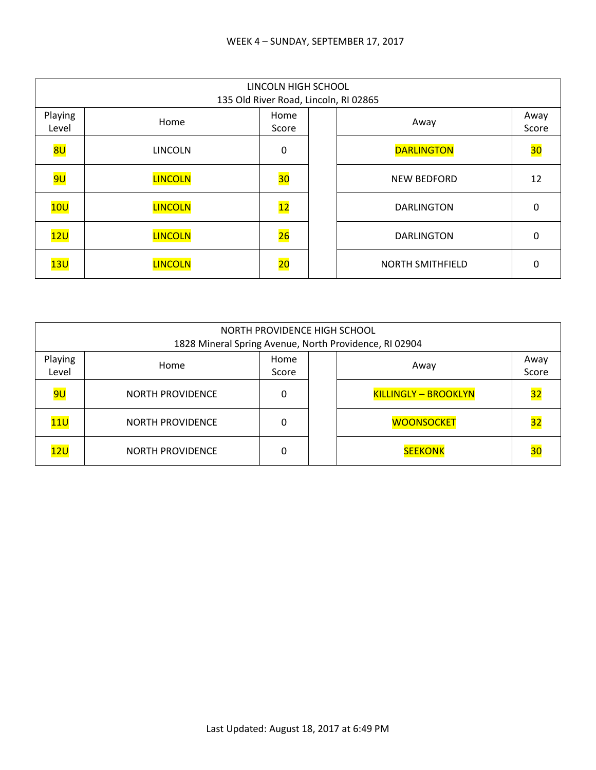WEEK 4 – SUNDAY, SEPTEMBER 17, 2017

| LINCOLN HIGH SCHOOL<br>135 Old River Road, Lincoln, RI 02865 | | | | | |
|---|---|---|---|---|---|
| Playing Level | Home | Home Score | | Away | Away Score |
| 8U | LINCOLN | 0 | | DARLINGTON | 30 |
| 9U | LINCOLN | 30 | | NEW BEDFORD | 12 |
| 10U | LINCOLN | 12 | | DARLINGTON | 0 |
| 12U | LINCOLN | 26 | | DARLINGTON | 0 |
| 13U | LINCOLN | 20 | | NORTH SMITHFIELD | 0 |

| NORTH PROVIDENCE HIGH SCHOOL<br>1828 Mineral Spring Avenue, North Providence, RI 02904 | | | | | |
|---|---|---|---|---|---|
| Playing Level | Home | Home Score | | Away | Away Score |
| 9U | NORTH PROVIDENCE | 0 | | KILLINGLY – BROOKLYN | 32 |
| 11U | NORTH PROVIDENCE | 0 | | WOONSOCKET | 32 |
| 12U | NORTH PROVIDENCE | 0 | | SEEKONK | 30 |

Last Updated: August 18, 2017 at 6:49 PM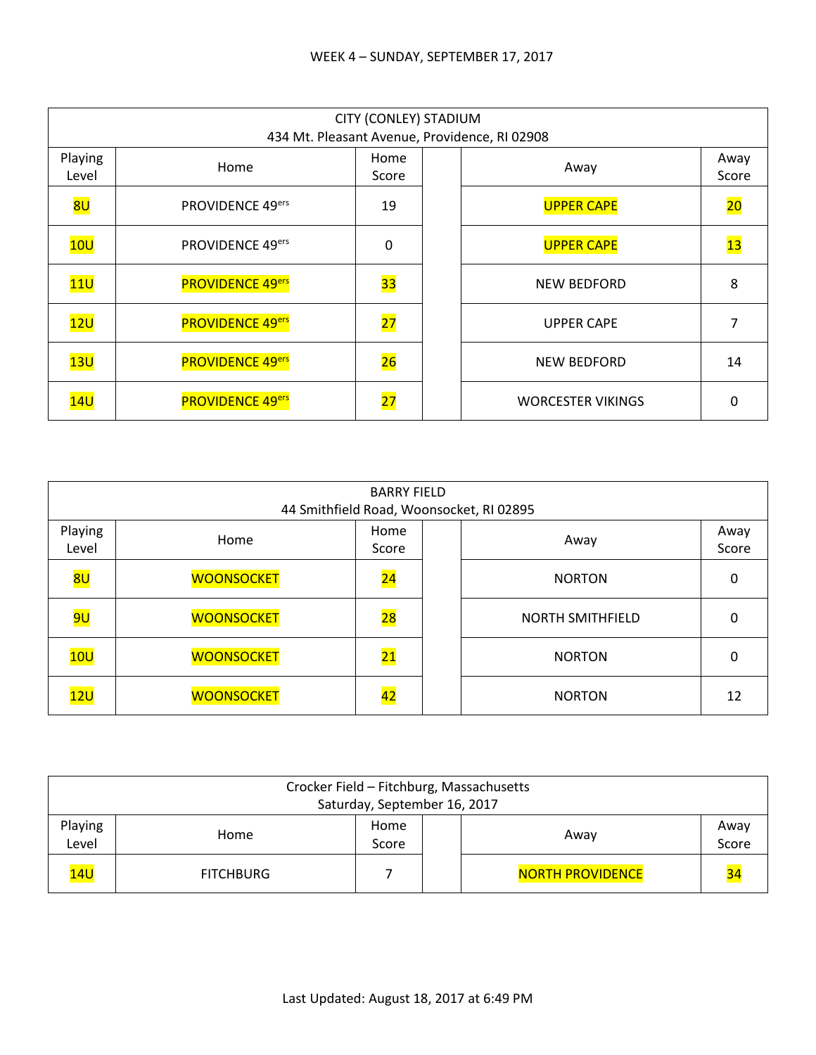WEEK 4 – SUNDAY, SEPTEMBER 17, 2017

| CITY (CONLEY) STADIUM<br>434 Mt. Pleasant Avenue, Providence, RI 02908 | | | | | |
|---|---|---|---|---|---|
| Playing Level | Home | Home Score | | Away | Away Score |
| 8U | PROVIDENCE 49ers | 19 | | UPPER CAPE | 20 |
| 10U | PROVIDENCE 49ers | 0 | | UPPER CAPE | 13 |
| 11U | PROVIDENCE 49ers | 33 | | NEW BEDFORD | 8 |
| 12U | PROVIDENCE 49ers | 27 | | UPPER CAPE | 7 |
| 13U | PROVIDENCE 49ers | 26 | | NEW BEDFORD | 14 |
| 14U | PROVIDENCE 49ers | 27 | | WORCESTER VIKINGS | 0 |

| BARRY FIELD<br>44 Smithfield Road, Woonsocket, RI 02895 | | | | | |
|---|---|---|---|---|---|
| Playing Level | Home | Home Score | | Away | Away Score |
| 8U | WOONSOCKET | 24 | | NORTON | 0 |
| 9U | WOONSOCKET | 28 | | NORTH SMITHFIELD | 0 |
| 10U | WOONSOCKET | 21 | | NORTON | 0 |
| 12U | WOONSOCKET | 42 | | NORTON | 12 |

| Crocker Field – Fitchburg, Massachusetts<br>Saturday, September 16, 2017 | | | | | |
|---|---|---|---|---|---|
| Playing Level | Home | Home Score | | Away | Away Score |
| 14U | FITCHBURG | 7 | | NORTH PROVIDENCE | 34 |

Last Updated: August 18, 2017 at 6:49 PM